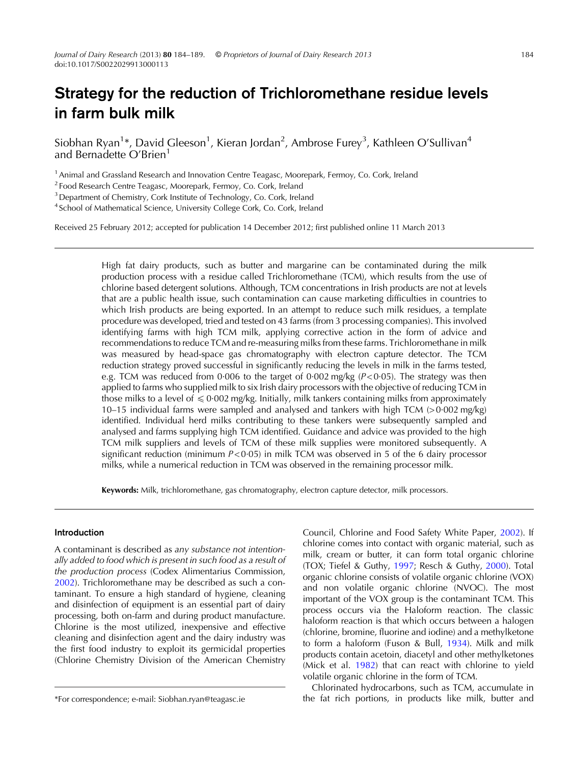# Strategy for the reduction of Trichloromethane residue levels in farm bulk milk

Siobhan Ryan[1]*, David Gleeson[1], Kieran Jordan[2], Ambrose Furey[3], Kathleen O'Sullivan[4] and Bernadette O'Brien[1]

[1] Animal and Grassland Research and Innovation Centre Teagasc, Moorepark, Fermoy, Co. Cork, Ireland
[2] Food Research Centre Teagasc, Moorepark, Fermoy, Co. Cork, Ireland
[3] Department of Chemistry, Cork Institute of Technology, Co. Cork, Ireland
[4] School of Mathematical Science, University College Cork, Co. Cork, Ireland

Received 25 February 2012; accepted for publication 14 December 2012; first published online 11 March 2013

High fat dairy products, such as butter and margarine can be contaminated during the milk production process with a residue called Trichloromethane (TCM), which results from the use of chlorine based detergent solutions. Although, TCM concentrations in Irish products are not at levels that are a public health issue, such contamination can cause marketing difficulties in countries to which Irish products are being exported. In an attempt to reduce such milk residues, a template procedure was developed, tried and tested on 43 farms (from 3 processing companies). This involved identifying farms with high TCM milk, applying corrective action in the form of advice and recommendations to reduce TCM and re-measuring milks from these farms. Trichloromethane in milk was measured by head-space gas chromatography with electron capture detector. The TCM reduction strategy proved successful in significantly reducing the levels in milk in the farms tested, e.g. TCM was reduced from 0·006 to the target of 0·002 mg/kg ($P<0·05$). The strategy was then applied to farms who supplied milk to six Irish dairy processors with the objective of reducing TCM in those milks to a level of $\leqslant 0·002$ mg/kg. Initially, milk tankers containing milks from approximately 10–15 individual farms were sampled and analysed and tankers with high TCM (>0·002 mg/kg) identified. Individual herd milks contributing to these tankers were subsequently sampled and analysed and farms supplying high TCM identified. Guidance and advice was provided to the high TCM milk suppliers and levels of TCM of these milk supplies were monitored subsequently. A significant reduction (minimum $P<0·05$) in milk TCM was observed in 5 of the 6 dairy processor milks, while a numerical reduction in TCM was observed in the remaining processor milk.

**Keywords:** Milk, trichloromethane, gas chromatography, electron capture detector, milk processors.

## Introduction

A contaminant is described as *any substance not intentionally added to food which is present in such food as a result of the production process* (Codex Alimentarius Commission, 2002). Trichloromethane may be described as such a contaminant. To ensure a high standard of hygiene, cleaning and disinfection of equipment is an essential part of dairy processing, both on-farm and during product manufacture. Chlorine is the most utilized, inexpensive and effective cleaning and disinfection agent and the dairy industry was the first food industry to exploit its germicidal properties (Chlorine Chemistry Division of the American Chemistry Council, Chlorine and Food Safety White Paper, 2002). If chlorine comes into contact with organic material, such as milk, cream or butter, it can form total organic chlorine (TOX; Tiefel & Guthy, 1997; Resch & Guthy, 2000). Total organic chlorine consists of volatile organic chlorine (VOX) and non volatile organic chlorine (NVOC). The most important of the VOX group is the contaminant TCM. This process occurs via the Haloform reaction. The classic haloform reaction is that which occurs between a halogen (chlorine, bromine, fluorine and iodine) and a methylketone to form a haloform (Fuson & Bull, 1934). Milk and milk products contain acetoin, diacetyl and other methylketones (Mick et al. 1982) that can react with chlorine to yield volatile organic chlorine in the form of TCM.

Chlorinated hydrocarbons, such as TCM, accumulate in the fat rich portions, in products like milk, butter and

*For correspondence; e-mail: Siobhan.ryan@teagasc.ie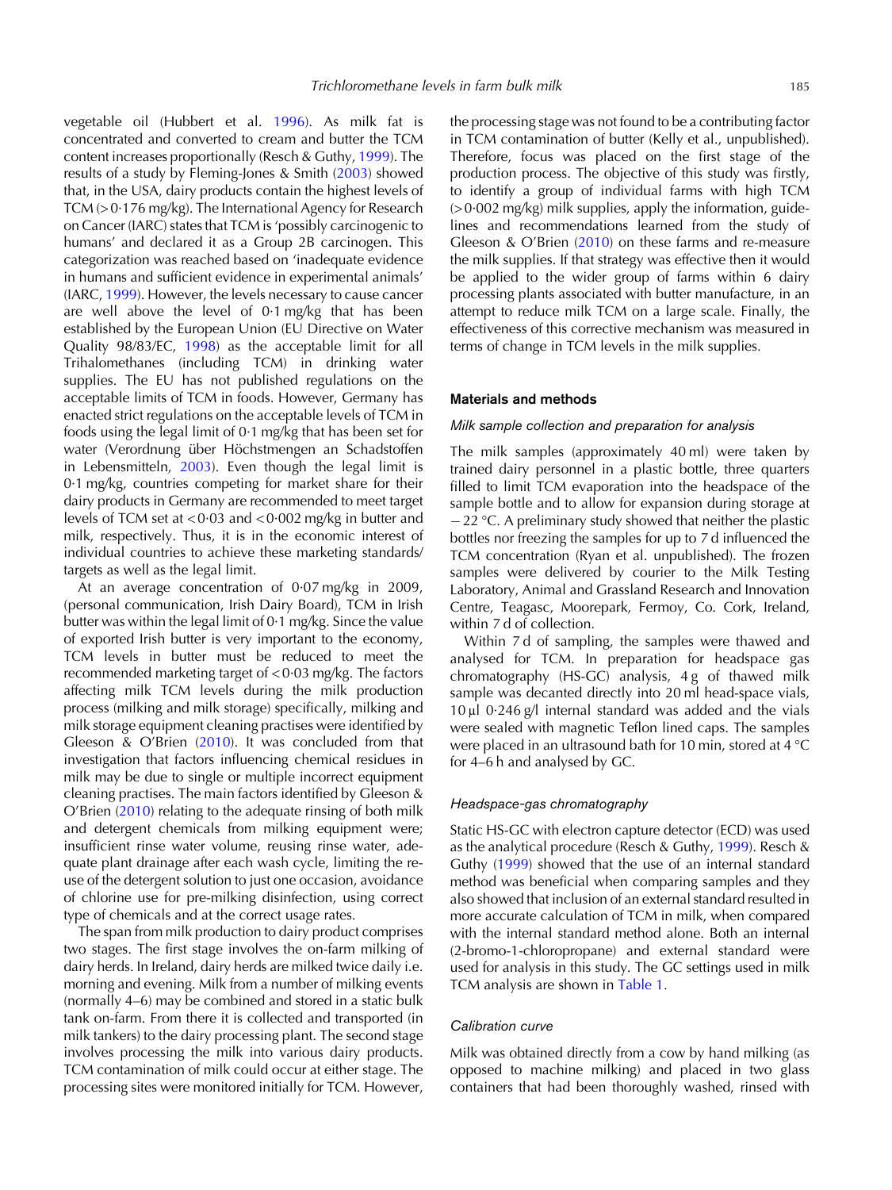vegetable oil (Hubbert et al. 1996). As milk fat is concentrated and converted to cream and butter the TCM content increases proportionally (Resch & Guthy, 1999). The results of a study by Fleming-Jones & Smith (2003) showed that, in the USA, dairy products contain the highest levels of TCM (>0·176 mg/kg). The International Agency for Research on Cancer (IARC) states that TCM is 'possibly carcinogenic to humans' and declared it as a Group 2B carcinogen. This categorization was reached based on 'inadequate evidence in humans and sufficient evidence in experimental animals' (IARC, 1999). However, the levels necessary to cause cancer are well above the level of 0·1 mg/kg that has been established by the European Union (EU Directive on Water Quality 98/83/EC, 1998) as the acceptable limit for all Trihalomethanes (including TCM) in drinking water supplies. The EU has not published regulations on the acceptable limits of TCM in foods. However, Germany has enacted strict regulations on the acceptable levels of TCM in foods using the legal limit of 0·1 mg/kg that has been set for water (Verordnung über Höchstmengen an Schadstoffen in Lebensmitteln, 2003). Even though the legal limit is 0·1 mg/kg, countries competing for market share for their dairy products in Germany are recommended to meet target levels of TCM set at <0·03 and <0·002 mg/kg in butter and milk, respectively. Thus, it is in the economic interest of individual countries to achieve these marketing standards/targets as well as the legal limit.

At an average concentration of 0·07 mg/kg in 2009, (personal communication, Irish Dairy Board), TCM in Irish butter was within the legal limit of 0·1 mg/kg. Since the value of exported Irish butter is very important to the economy, TCM levels in butter must be reduced to meet the recommended marketing target of <0·03 mg/kg. The factors affecting milk TCM levels during the milk production process (milking and milk storage) specifically, milking and milk storage equipment cleaning practises were identified by Gleeson & O'Brien (2010). It was concluded from that investigation that factors influencing chemical residues in milk may be due to single or multiple incorrect equipment cleaning practises. The main factors identified by Gleeson & O'Brien (2010) relating to the adequate rinsing of both milk and detergent chemicals from milking equipment were; insufficient rinse water volume, reusing rinse water, adequate plant drainage after each wash cycle, limiting the re-use of the detergent solution to just one occasion, avoidance of chlorine use for pre-milking disinfection, using correct type of chemicals and at the correct usage rates.

The span from milk production to dairy product comprises two stages. The first stage involves the on-farm milking of dairy herds. In Ireland, dairy herds are milked twice daily i.e. morning and evening. Milk from a number of milking events (normally 4–6) may be combined and stored in a static bulk tank on-farm. From there it is collected and transported (in milk tankers) to the dairy processing plant. The second stage involves processing the milk into various dairy products. TCM contamination of milk could occur at either stage. The processing sites were monitored initially for TCM. However, the processing stage was not found to be a contributing factor in TCM contamination of butter (Kelly et al., unpublished). Therefore, focus was placed on the first stage of the production process. The objective of this study was firstly, to identify a group of individual farms with high TCM (>0·002 mg/kg) milk supplies, apply the information, guidelines and recommendations learned from the study of Gleeson & O'Brien (2010) on these farms and re-measure the milk supplies. If that strategy was effective then it would be applied to the wider group of farms within 6 dairy processing plants associated with butter manufacture, in an attempt to reduce milk TCM on a large scale. Finally, the effectiveness of this corrective mechanism was measured in terms of change in TCM levels in the milk supplies.

## Materials and methods

### Milk sample collection and preparation for analysis

The milk samples (approximately 40 ml) were taken by trained dairy personnel in a plastic bottle, three quarters filled to limit TCM evaporation into the headspace of the sample bottle and to allow for expansion during storage at −22 °C. A preliminary study showed that neither the plastic bottles nor freezing the samples for up to 7 d influenced the TCM concentration (Ryan et al. unpublished). The frozen samples were delivered by courier to the Milk Testing Laboratory, Animal and Grassland Research and Innovation Centre, Teagasc, Moorepark, Fermoy, Co. Cork, Ireland, within 7 d of collection.

Within 7 d of sampling, the samples were thawed and analysed for TCM. In preparation for headspace gas chromatography (HS-GC) analysis, 4 g of thawed milk sample was decanted directly into 20 ml head-space vials, 10 µl 0·246 g/l internal standard was added and the vials were sealed with magnetic Teflon lined caps. The samples were placed in an ultrasound bath for 10 min, stored at 4 °C for 4–6 h and analysed by GC.

### Headspace-gas chromatography

Static HS-GC with electron capture detector (ECD) was used as the analytical procedure (Resch & Guthy, 1999). Resch & Guthy (1999) showed that the use of an internal standard method was beneficial when comparing samples and they also showed that inclusion of an external standard resulted in more accurate calculation of TCM in milk, when compared with the internal standard method alone. Both an internal (2-bromo-1-chloropropane) and external standard were used for analysis in this study. The GC settings used in milk TCM analysis are shown in Table 1.

### Calibration curve

Milk was obtained directly from a cow by hand milking (as opposed to machine milking) and placed in two glass containers that had been thoroughly washed, rinsed with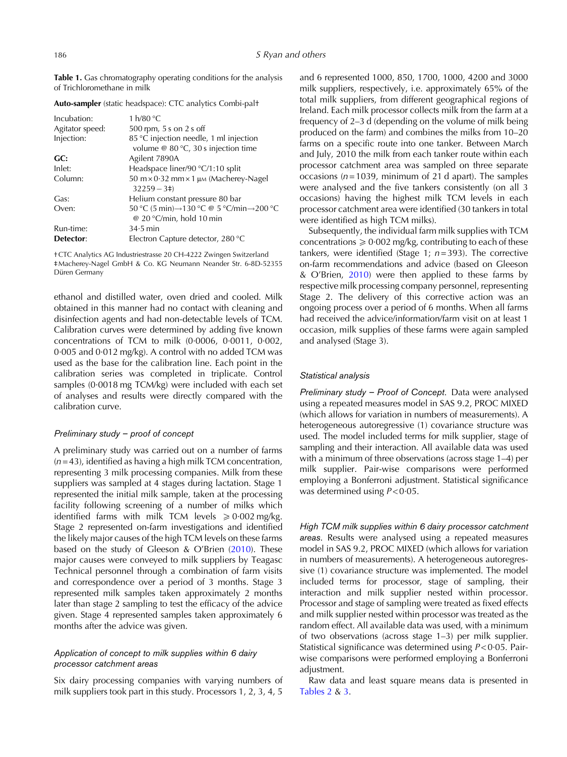**Table 1.** Gas chromatography operating conditions for the analysis of Trichloromethane in milk

| **Auto-sampler** (static headspace): CTC analytics Combi-pal† | |
|---|---|
| Incubation: | 1 h/80 °C |
| Agitator speed: | 500 rpm, 5 s on 2 s off |
| Injection: | 85 °C injection needle, 1 ml injection volume @ 80 °C, 30 s injection time |
| **GC:** | Agilent 7890A |
| Inlet: | Headspace liner/90 °C/1:10 split |
| Column: | 50 m × 0·32 mm × 1 μm (Macherey-Nagel 32259 – 3‡) |
| Gas: | Helium constant pressure 80 bar |
| Oven: | 50 °C (5 min)→130 °C @ 5 °C/min→200 °C @ 20 °C/min, hold 10 min |
| Run-time: | 34·5 min |
| **Detector**: | Electron Capture detector, 280 °C |

†CTC Analytics AG Industriestrasse 20 CH-4222 Zwingen Switzerland
‡Macherey-Nagel GmbH & Co. KG Neumann Neander Str. 6-8D-52355 Düren Germany

ethanol and distilled water, oven dried and cooled. Milk obtained in this manner had no contact with cleaning and disinfection agents and had non-detectable levels of TCM. Calibration curves were determined by adding five known concentrations of TCM to milk (0·0006, 0·0011, 0·002, 0·005 and 0·012 mg/kg). A control with no added TCM was used as the base for the calibration line. Each point in the calibration series was completed in triplicate. Control samples (0·0018 mg TCM/kg) were included with each set of analyses and results were directly compared with the calibration curve.

### *Preliminary study – proof of concept*

A preliminary study was carried out on a number of farms ($n = 43$), identified as having a high milk TCM concentration, representing 3 milk processing companies. Milk from these suppliers was sampled at 4 stages during lactation. Stage 1 represented the initial milk sample, taken at the processing facility following screening of a number of milks which identified farms with milk TCM levels $\geqslant 0·002$ mg/kg. Stage 2 represented on-farm investigations and identified the likely major causes of the high TCM levels on these farms based on the study of Gleeson & O'Brien (2010). These major causes were conveyed to milk suppliers by Teagasc Technical personnel through a combination of farm visits and correspondence over a period of 3 months. Stage 3 represented milk samples taken approximately 2 months later than stage 2 sampling to test the efficacy of the advice given. Stage 4 represented samples taken approximately 6 months after the advice was given.

### *Application of concept to milk supplies within 6 dairy processor catchment areas*

Six dairy processing companies with varying numbers of milk suppliers took part in this study. Processors 1, 2, 3, 4, 5 and 6 represented 1000, 850, 1700, 1000, 4200 and 3000 milk suppliers, respectively, i.e. approximately 65% of the total milk suppliers, from different geographical regions of Ireland. Each milk processor collects milk from the farm at a frequency of 2–3 d (depending on the volume of milk being produced on the farm) and combines the milks from 10–20 farms on a specific route into one tanker. Between March and July, 2010 the milk from each tanker route within each processor catchment area was sampled on three separate occasions ($n = 1039$, minimum of 21 d apart). The samples were analysed and the five tankers consistently (on all 3 occasions) having the highest milk TCM levels in each processor catchment area were identified (30 tankers in total were identified as high TCM milks).

Subsequently, the individual farm milk supplies with TCM concentrations $\geqslant 0·002$ mg/kg, contributing to each of these tankers, were identified (Stage 1; $n = 393$). The corrective on-farm recommendations and advice (based on Gleeson & O'Brien, 2010) were then applied to these farms by respective milk processing company personnel, representing Stage 2. The delivery of this corrective action was an ongoing process over a period of 6 months. When all farms had received the advice/information/farm visit on at least 1 occasion, milk supplies of these farms were again sampled and analysed (Stage 3).

### *Statistical analysis*

*Preliminary study – Proof of Concept.* Data were analysed using a repeated measures model in SAS 9.2, PROC MIXED (which allows for variation in numbers of measurements). A heterogeneous autoregressive (1) covariance structure was used. The model included terms for milk supplier, stage of sampling and their interaction. All available data was used with a minimum of three observations (across stage 1–4) per milk supplier. Pair-wise comparisons were performed employing a Bonferroni adjustment. Statistical significance was determined using $P < 0·05$.

*High TCM milk supplies within 6 dairy processor catchment areas.* Results were analysed using a repeated measures model in SAS 9.2, PROC MIXED (which allows for variation in numbers of measurements). A heterogeneous autoregressive (1) covariance structure was implemented. The model included terms for processor, stage of sampling, their interaction and milk supplier nested within processor. Processor and stage of sampling were treated as fixed effects and milk supplier nested within processor was treated as the random effect. All available data was used, with a minimum of two observations (across stage 1–3) per milk supplier. Statistical significance was determined using $P < 0·05$. Pair-wise comparisons were performed employing a Bonferroni adjustment.

Raw data and least square means data is presented in Tables 2 & 3.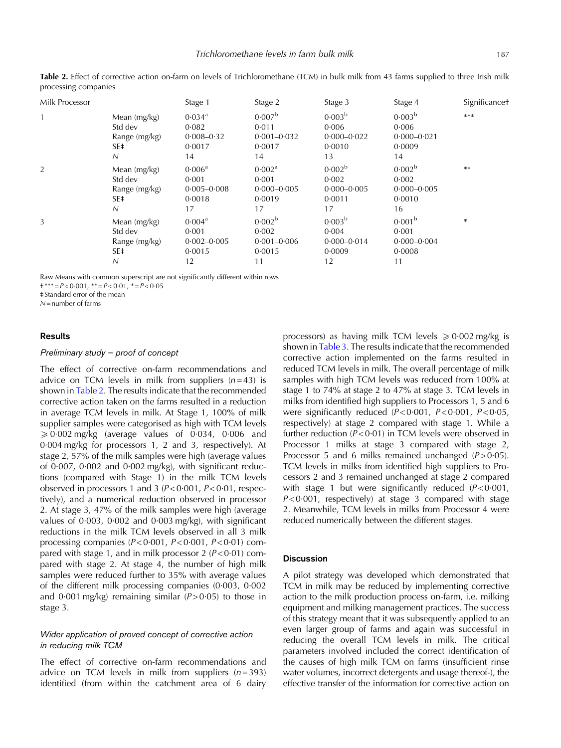**Table 2.** Effect of corrective action on-farm on levels of Trichloromethane (TCM) in bulk milk from 43 farms supplied to three Irish milk processing companies

| Milk Processor | | Stage 1 | Stage 2 | Stage 3 | Stage 4 | Significance† |
|---|---|---|---|---|---|---|
| 1 | Mean (mg/kg) | 0·034[a] | 0·007[b] | 0·003[b] | 0·003[b] | *** |
| | Std dev | 0·082 | 0·011 | 0·006 | 0·006 | |
| | Range (mg/kg) | 0·008–0·32 | 0·001–0·032 | 0·000–0·022 | 0·000–0·021 | |
| | SE‡ | 0·0017 | 0·0017 | 0·0010 | 0·0009 | |
| | *N* | 14 | 14 | 13 | 14 | |
| 2 | Mean (mg/kg) | 0·006[a] | 0·002[a] | 0·002[b] | 0·002[b] | ** |
| | Std dev | 0·001 | 0·001 | 0·002 | 0·002 | |
| | Range (mg/kg) | 0·005–0·008 | 0·000–0·005 | 0·000–0·005 | 0·000–0·005 | |
| | SE‡ | 0·0018 | 0·0019 | 0·0011 | 0·0010 | |
| | *N* | 17 | 17 | 17 | 16 | |
| 3 | Mean (mg/kg) | 0·004[a] | 0·002[b] | 0·003[b] | 0·001[b] | * |
| | Std dev | 0·001 | 0·002 | 0·004 | 0·001 | |
| | Range (mg/kg) | 0·002–0·005 | 0·001–0·006 | 0·000–0·014 | 0·000–0·004 | |
| | SE‡ | 0·0015 | 0·0015 | 0·0009 | 0·0008 | |
| | *N* | 12 | 11 | 12 | 11 | |

Raw Means with common superscript are not significantly different within rows

†*** = $P<0·001$, ** = $P<0·01$, * = $P<0·05$

‡Standard error of the mean

*N* = number of farms

## Results

### *Preliminary study – proof of concept*

The effect of corrective on-farm recommendations and advice on TCM levels in milk from suppliers ($n=43$) is shown in Table 2. The results indicate that the recommended corrective action taken on the farms resulted in a reduction in average TCM levels in milk. At Stage 1, 100% of milk supplier samples were categorised as high with TCM levels $\geqslant 0·002$ mg/kg (average values of 0·034, 0·006 and 0·004 mg/kg for processors 1, 2 and 3, respectively). At stage 2, 57% of the milk samples were high (average values of 0·007, 0·002 and 0·002 mg/kg), with significant reductions (compared with Stage 1) in the milk TCM levels observed in processors 1 and 3 ($P<0·001$, $P<0·01$, respectively), and a numerical reduction observed in processor 2. At stage 3, 47% of the milk samples were high (average values of 0·003, 0·002 and 0·003 mg/kg), with significant reductions in the milk TCM levels observed in all 3 milk processing companies ($P<0·001$, $P<0·001$, $P<0·01$) compared with stage 1, and in milk processor 2 ($P<0·01$) compared with stage 2. At stage 4, the number of high milk samples were reduced further to 35% with average values of the different milk processing companies (0·003, 0·002 and 0·001 mg/kg) remaining similar ($P>0·05$) to those in stage 3.

### *Wider application of proved concept of corrective action in reducing milk TCM*

The effect of corrective on-farm recommendations and advice on TCM levels in milk from suppliers ($n=393$) identified (from within the catchment area of 6 dairy processors) as having milk TCM levels $\geqslant 0·002$ mg/kg is shown in Table 3. The results indicate that the recommended corrective action implemented on the farms resulted in reduced TCM levels in milk. The overall percentage of milk samples with high TCM levels was reduced from 100% at stage 1 to 74% at stage 2 to 47% at stage 3. TCM levels in milks from identified high suppliers to Processors 1, 5 and 6 were significantly reduced ($P<0·001$, $P<0·001$, $P<0·05$, respectively) at stage 2 compared with stage 1. While a further reduction ($P<0·01$) in TCM levels were observed in Processor 1 milks at stage 3 compared with stage 2, Processor 5 and 6 milks remained unchanged ($P>0·05$). TCM levels in milks from identified high suppliers to Processors 2 and 3 remained unchanged at stage 2 compared with stage 1 but were significantly reduced ($P<0·001$, $P<0·001$, respectively) at stage 3 compared with stage 2. Meanwhile, TCM levels in milks from Processor 4 were reduced numerically between the different stages.

## Discussion

A pilot strategy was developed which demonstrated that TCM in milk may be reduced by implementing corrective action to the milk production process on-farm, i.e. milking equipment and milking management practices. The success of this strategy meant that it was subsequently applied to an even larger group of farms and again was successful in reducing the overall TCM levels in milk. The critical parameters involved included the correct identification of the causes of high milk TCM on farms (insufficient rinse water volumes, incorrect detergents and usage thereof-), the effective transfer of the information for corrective action on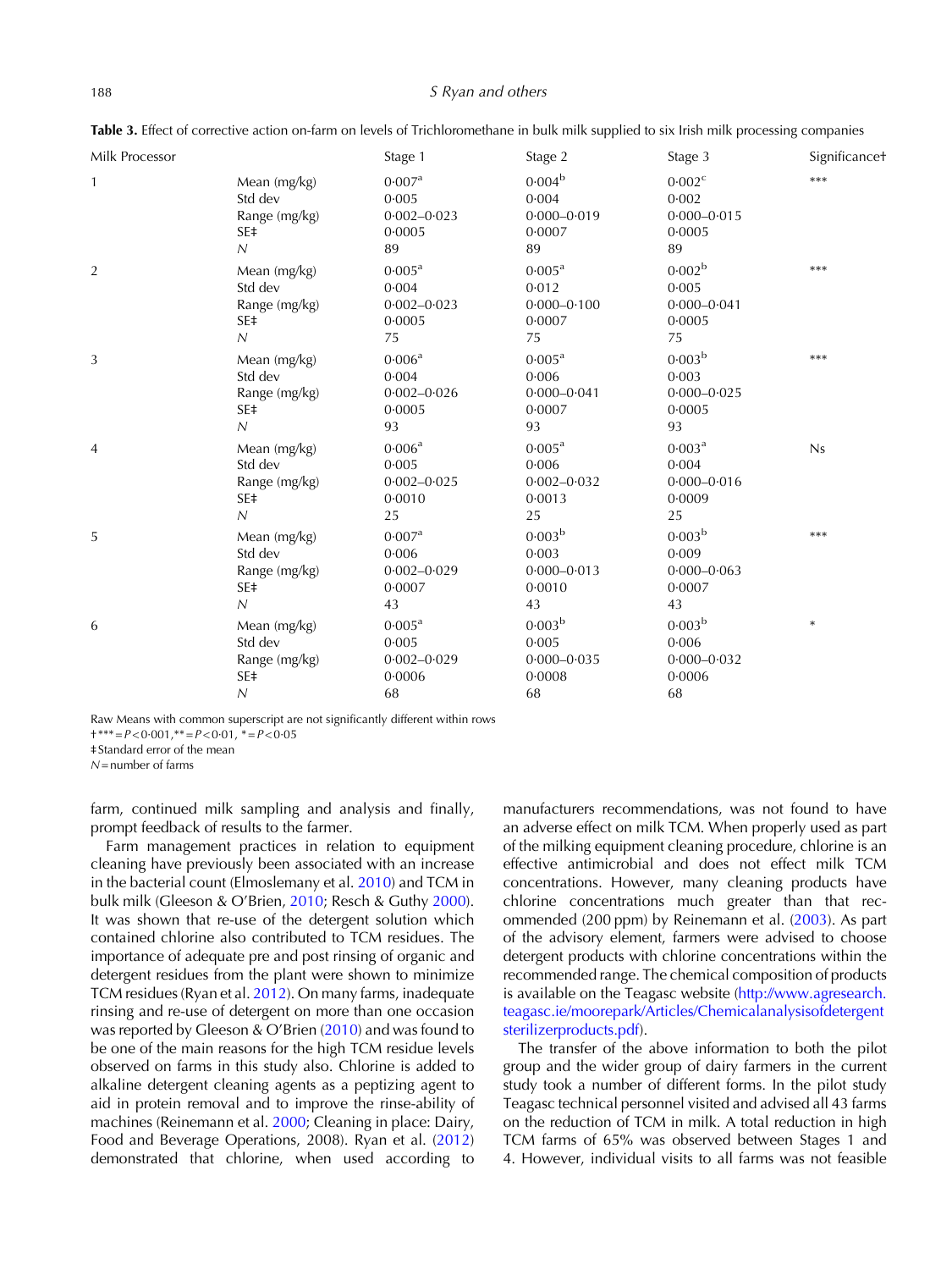**Table 3.** Effect of corrective action on-farm on levels of Trichloromethane in bulk milk supplied to six Irish milk processing companies

| Milk Processor | | Stage 1 | Stage 2 | Stage 3 | Significance† |
|---|---|---|---|---|---|
| 1 | Mean (mg/kg) | 0·007[a] | 0·004[b] | 0·002[c] | *** |
| | Std dev | 0·005 | 0·004 | 0·002 | |
| | Range (mg/kg) | 0·002–0·023 | 0·000–0·019 | 0·000–0·015 | |
| | SE‡ | 0·0005 | 0·0007 | 0·0005 | |
| | *N* | 89 | 89 | 89 | |
| 2 | Mean (mg/kg) | 0·005[a] | 0·005[a] | 0·002[b] | *** |
| | Std dev | 0·004 | 0·012 | 0·005 | |
| | Range (mg/kg) | 0·002–0·023 | 0·000–0·100 | 0·000–0·041 | |
| | SE‡ | 0·0005 | 0·0007 | 0·0005 | |
| | *N* | 75 | 75 | 75 | |
| 3 | Mean (mg/kg) | 0·006[a] | 0·005[a] | 0·003[b] | *** |
| | Std dev | 0·004 | 0·006 | 0·003 | |
| | Range (mg/kg) | 0·002–0·026 | 0·000–0·041 | 0·000–0·025 | |
| | SE‡ | 0·0005 | 0·0007 | 0·0005 | |
| | *N* | 93 | 93 | 93 | |
| 4 | Mean (mg/kg) | 0·006[a] | 0·005[a] | 0·003[a] | Ns |
| | Std dev | 0·005 | 0·006 | 0·004 | |
| | Range (mg/kg) | 0·002–0·025 | 0·002–0·032 | 0·000–0·016 | |
| | SE‡ | 0·0010 | 0·0013 | 0·0009 | |
| | *N* | 25 | 25 | 25 | |
| 5 | Mean (mg/kg) | 0·007[a] | 0·003[b] | 0·003[b] | *** |
| | Std dev | 0·006 | 0·003 | 0·009 | |
| | Range (mg/kg) | 0·002–0·029 | 0·000–0·013 | 0·000–0·063 | |
| | SE‡ | 0·0007 | 0·0010 | 0·0007 | |
| | *N* | 43 | 43 | 43 | |
| 6 | Mean (mg/kg) | 0·005[a] | 0·003[b] | 0·003[b] | * |
| | Std dev | 0·005 | 0·005 | 0·006 | |
| | Range (mg/kg) | 0·002–0·029 | 0·000–0·035 | 0·000–0·032 | |
| | SE‡ | 0·0006 | 0·0008 | 0·0006 | |
| | *N* | 68 | 68 | 68 | |

Raw Means with common superscript are not significantly different within rows

†*** = $P<0·001$, ** = $P<0·01$, * = $P<0·05$

‡Standard error of the mean

*N* = number of farms

farm, continued milk sampling and analysis and finally, prompt feedback of results to the farmer.

Farm management practices in relation to equipment cleaning have previously been associated with an increase in the bacterial count (Elmoslemany et al. 2010) and TCM in bulk milk (Gleeson & O'Brien, 2010; Resch & Guthy 2000). It was shown that re-use of the detergent solution which contained chlorine also contributed to TCM residues. The importance of adequate pre and post rinsing of organic and detergent residues from the plant were shown to minimize TCM residues (Ryan et al. 2012). On many farms, inadequate rinsing and re-use of detergent on more than one occasion was reported by Gleeson & O'Brien (2010) and was found to be one of the main reasons for the high TCM residue levels observed on farms in this study also. Chlorine is added to alkaline detergent cleaning agents as a peptizing agent to aid in protein removal and to improve the rinse-ability of machines (Reinemann et al. 2000; Cleaning in place: Dairy, Food and Beverage Operations, 2008). Ryan et al. (2012) demonstrated that chlorine, when used according to manufacturers recommendations, was not found to have an adverse effect on milk TCM. When properly used as part of the milking equipment cleaning procedure, chlorine is an effective antimicrobial and does not effect milk TCM concentrations. However, many cleaning products have chlorine concentrations much greater than that recommended (200 ppm) by Reinemann et al. (2003). As part of the advisory element, farmers were advised to choose detergent products with chlorine concentrations within the recommended range. The chemical composition of products is available on the Teagasc website (http://www.agresearch.teagasc.ie/moorepark/Articles/Chemicalanalysisofdetergentsterilizerproducts.pdf).

The transfer of the above information to both the pilot group and the wider group of dairy farmers in the current study took a number of different forms. In the pilot study Teagasc technical personnel visited and advised all 43 farms on the reduction of TCM in milk. A total reduction in high TCM farms of 65% was observed between Stages 1 and 4. However, individual visits to all farms was not feasible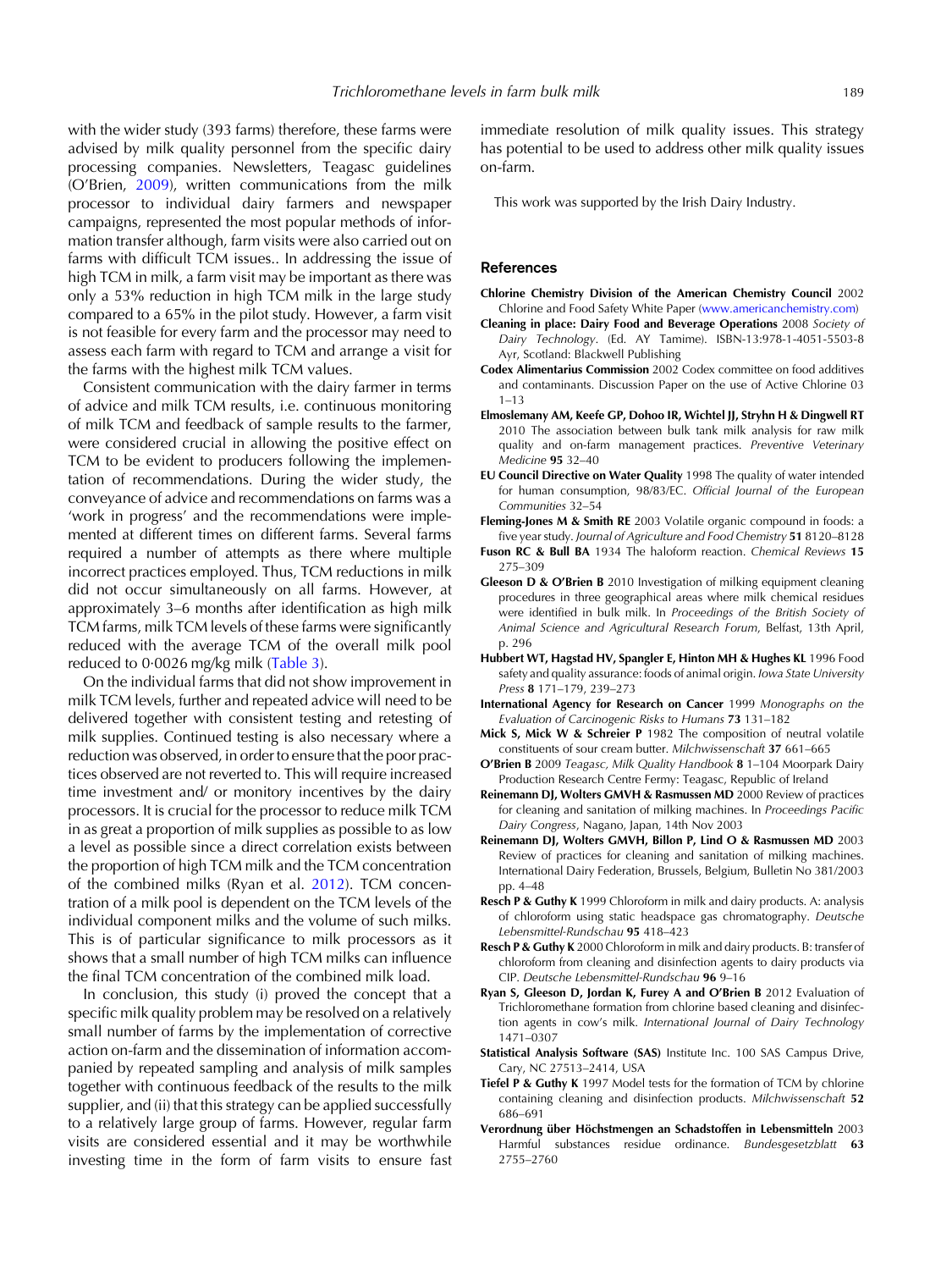with the wider study (393 farms) therefore, these farms were advised by milk quality personnel from the specific dairy processing companies. Newsletters, Teagasc guidelines (O'Brien, 2009), written communications from the milk processor to individual dairy farmers and newspaper campaigns, represented the most popular methods of information transfer although, farm visits were also carried out on farms with difficult TCM issues.. In addressing the issue of high TCM in milk, a farm visit may be important as there was only a 53% reduction in high TCM milk in the large study compared to a 65% in the pilot study. However, a farm visit is not feasible for every farm and the processor may need to assess each farm with regard to TCM and arrange a visit for the farms with the highest milk TCM values.

Consistent communication with the dairy farmer in terms of advice and milk TCM results, i.e. continuous monitoring of milk TCM and feedback of sample results to the farmer, were considered crucial in allowing the positive effect on TCM to be evident to producers following the implementation of recommendations. During the wider study, the conveyance of advice and recommendations on farms was a 'work in progress' and the recommendations were implemented at different times on different farms. Several farms required a number of attempts as there where multiple incorrect practices employed. Thus, TCM reductions in milk did not occur simultaneously on all farms. However, at approximately 3–6 months after identification as high milk TCM farms, milk TCM levels of these farms were significantly reduced with the average TCM of the overall milk pool reduced to 0·0026 mg/kg milk (Table 3).

On the individual farms that did not show improvement in milk TCM levels, further and repeated advice will need to be delivered together with consistent testing and retesting of milk supplies. Continued testing is also necessary where a reduction was observed, in order to ensure that the poor practices observed are not reverted to. This will require increased time investment and/ or monitory incentives by the dairy processors. It is crucial for the processor to reduce milk TCM in as great a proportion of milk supplies as possible to as low a level as possible since a direct correlation exists between the proportion of high TCM milk and the TCM concentration of the combined milks (Ryan et al. 2012). TCM concentration of a milk pool is dependent on the TCM levels of the individual component milks and the volume of such milks. This is of particular significance to milk processors as it shows that a small number of high TCM milks can influence the final TCM concentration of the combined milk load.

In conclusion, this study (i) proved the concept that a specific milk quality problem may be resolved on a relatively small number of farms by the implementation of corrective action on-farm and the dissemination of information accompanied by repeated sampling and analysis of milk samples together with continuous feedback of the results to the milk supplier, and (ii) that this strategy can be applied successfully to a relatively large group of farms. However, regular farm visits are considered essential and it may be worthwhile investing time in the form of farm visits to ensure fast immediate resolution of milk quality issues. This strategy has potential to be used to address other milk quality issues on-farm.

This work was supported by the Irish Dairy Industry.

## References

**Chlorine Chemistry Division of the American Chemistry Council** 2002 Chlorine and Food Safety White Paper (www.americanchemistry.com)

**Cleaning in place: Dairy Food and Beverage Operations** 2008 *Society of Dairy Technology*. (Ed. AY Tamime). ISBN-13:978-1-4051-5503-8 Ayr, Scotland: Blackwell Publishing

**Codex Alimentarius Commission** 2002 Codex committee on food additives and contaminants. Discussion Paper on the use of Active Chlorine 03 1–13

**Elmoslemany AM, Keefe GP, Dohoo IR, Wichtel JJ, Stryhn H & Dingwell RT** 2010 The association between bulk tank milk analysis for raw milk quality and on-farm management practices. *Preventive Veterinary Medicine* **95** 32–40

**EU Council Directive on Water Quality** 1998 The quality of water intended for human consumption, 98/83/EC. *Official Journal of the European Communities* 32–54

**Fleming-Jones M & Smith RE** 2003 Volatile organic compound in foods: a five year study. *Journal of Agriculture and Food Chemistry* **51** 8120–8128

**Fuson RC & Bull BA** 1934 The haloform reaction. *Chemical Reviews* **15** 275–309

**Gleeson D & O'Brien B** 2010 Investigation of milking equipment cleaning procedures in three geographical areas where milk chemical residues were identified in bulk milk. In *Proceedings of the British Society of Animal Science and Agricultural Research Forum*, Belfast, 13th April, p. 296

**Hubbert WT, Hagstad HV, Spangler E, Hinton MH & Hughes KL** 1996 Food safety and quality assurance: foods of animal origin. *Iowa State University Press* **8** 171–179, 239–273

**International Agency for Research on Cancer** 1999 *Monographs on the Evaluation of Carcinogenic Risks to Humans* **73** 131–182

**Mick S, Mick W & Schreier P** 1982 The composition of neutral volatile constituents of sour cream butter. *Milchwissenschaft* **37** 661–665

**O'Brien B** 2009 *Teagasc, Milk Quality Handbook* **8** 1–104 Moorpark Dairy Production Research Centre Fermy: Teagasc, Republic of Ireland

**Reinemann DJ, Wolters GMVH & Rasmussen MD** 2000 Review of practices for cleaning and sanitation of milking machines. In *Proceedings Pacific Dairy Congress*, Nagano, Japan, 14th Nov 2003

**Reinemann DJ, Wolters GMVH, Billon P, Lind O & Rasmussen MD** 2003 Review of practices for cleaning and sanitation of milking machines. International Dairy Federation, Brussels, Belgium, Bulletin No 381/2003 pp. 4–48

**Resch P & Guthy K** 1999 Chloroform in milk and dairy products. A: analysis of chloroform using static headspace gas chromatography. *Deutsche Lebensmittel-Rundschau* **95** 418–423

**Resch P & Guthy K** 2000 Chloroform in milk and dairy products. B: transfer of chloroform from cleaning and disinfection agents to dairy products via CIP. *Deutsche Lebensmittel-Rundschau* **96** 9–16

**Ryan S, Gleeson D, Jordan K, Furey A and O'Brien B** 2012 Evaluation of Trichloromethane formation from chlorine based cleaning and disinfection agents in cow's milk. *International Journal of Dairy Technology* 1471–0307

**Statistical Analysis Software (SAS)** Institute Inc. 100 SAS Campus Drive, Cary, NC 27513–2414, USA

**Tiefel P & Guthy K** 1997 Model tests for the formation of TCM by chlorine containing cleaning and disinfection products. *Milchwissenschaft* **52** 686–691

**Verordnung über Höchstmengen an Schadstoffen in Lebensmitteln** 2003 Harmful substances residue ordinance. *Bundesgesetzblatt* **63** 2755–2760